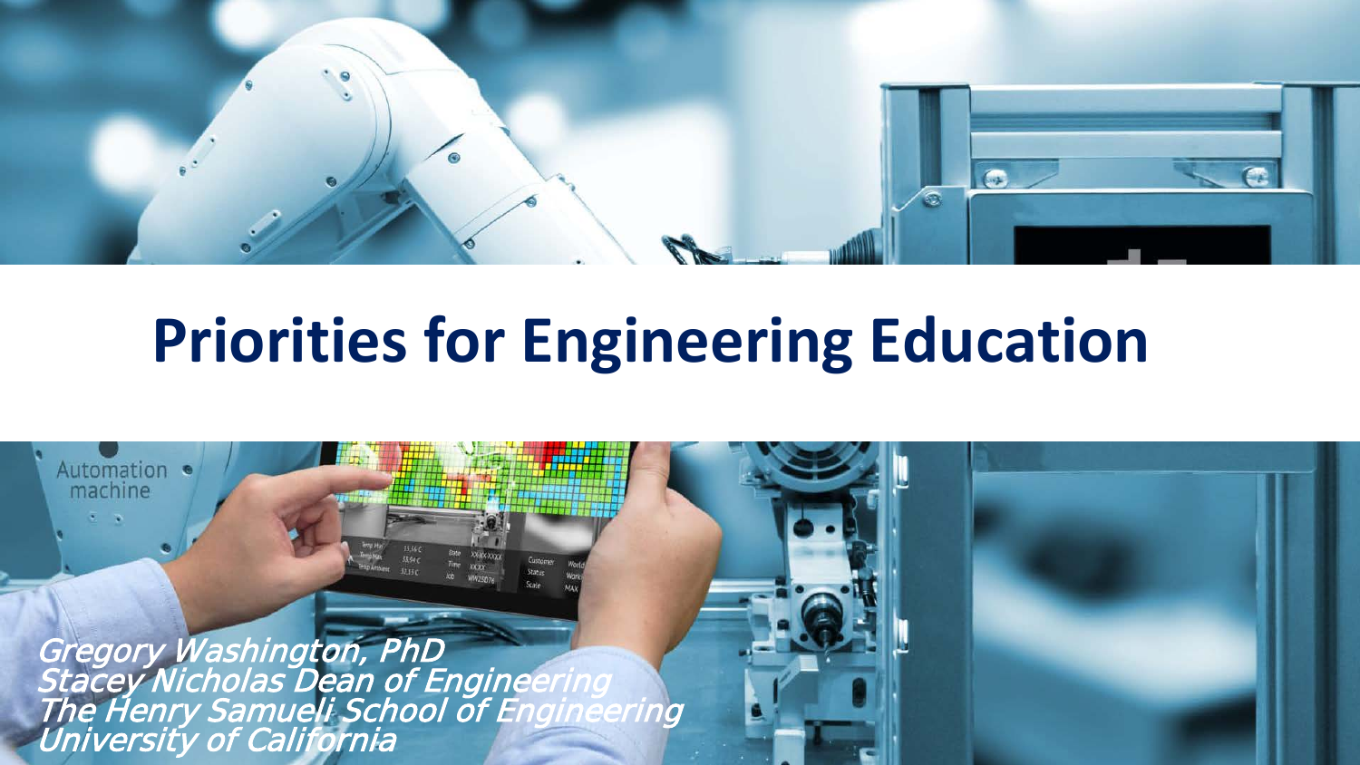# Priorities for Engineering Education

*Gregory Washington, PhD*
*Stacey Nicholas Dean of Engineering*
*The Henry Samueli School of Engineering*
*University of California*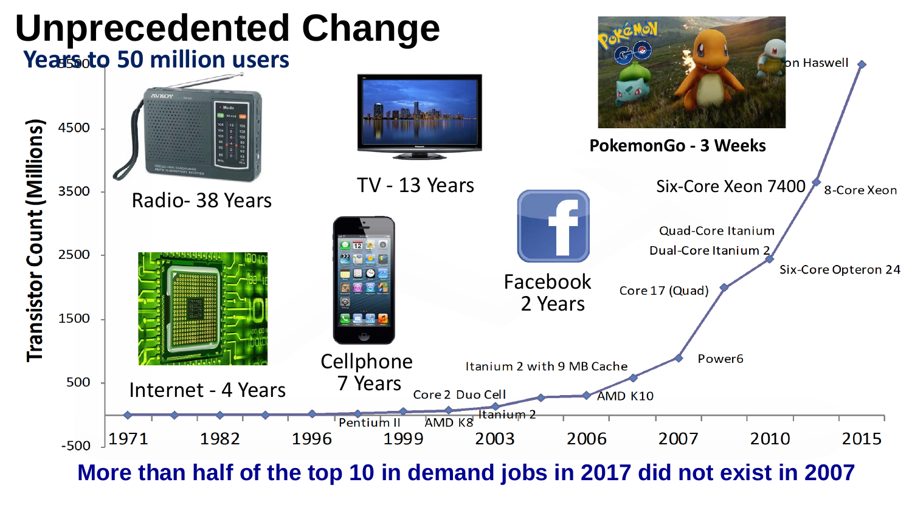# Unprecedented Change

## Years to 50 million users

- Radio- 38 Years
- TV - 13 Years
- Cellphone 7 Years
- Internet - 4 Years
- Facebook 2 Years
- PokemonGo - 3 Weeks

Transistor Count (Millions)

5500, 4500, 3500, 2500, 1500, 500, -500

1971, 1982, 1996, 1999, 2003, 2006, 2007, 2010, 2015

Pentium II, AMD K8, Core 2 Duo Cell, Itanium 2, Itanium 2 with 9 MB Cache, AMD K10, Power6, Core 17 (Quad), Dual-Core Itanium 2, Quad-Core Itanium, Six-Core Opteron 24, Six-Core Xeon 7400, 8-Core Xeon, on Haswell

**More than half of the top 10 in demand jobs in 2017 did not exist in 2007**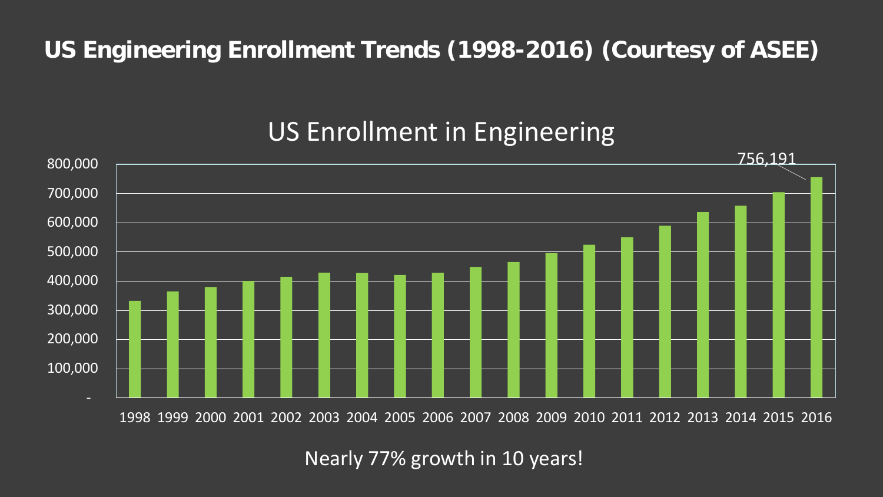# US Engineering Enrollment Trends (1998-2016) (Courtesy of ASEE)

US Enrollment in Engineering

756,191

800,000
700,000
600,000
500,000
400,000
300,000
200,000
100,000
-

1998 1999 2000 2001 2002 2003 2004 2005 2006 2007 2008 2009 2010 2011 2012 2013 2014 2015 2016

Nearly 77% growth in 10 years!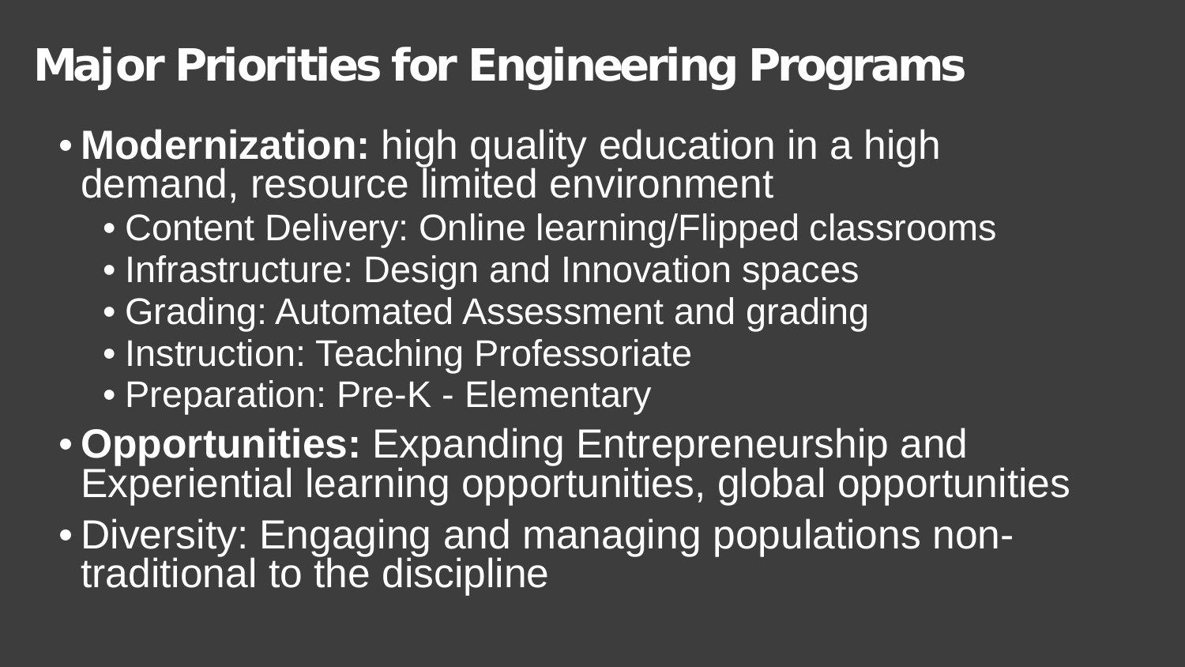# Major Priorities for Engineering Programs

- **Modernization:** high quality education in a high demand, resource limited environment
  - Content Delivery: Online learning/Flipped classrooms
  - Infrastructure: Design and Innovation spaces
  - Grading: Automated Assessment and grading
  - Instruction: Teaching Professoriate
  - Preparation: Pre-K - Elementary
- **Opportunities:** Expanding Entrepreneurship and Experiential learning opportunities, global opportunities
- Diversity: Engaging and managing populations non-traditional to the discipline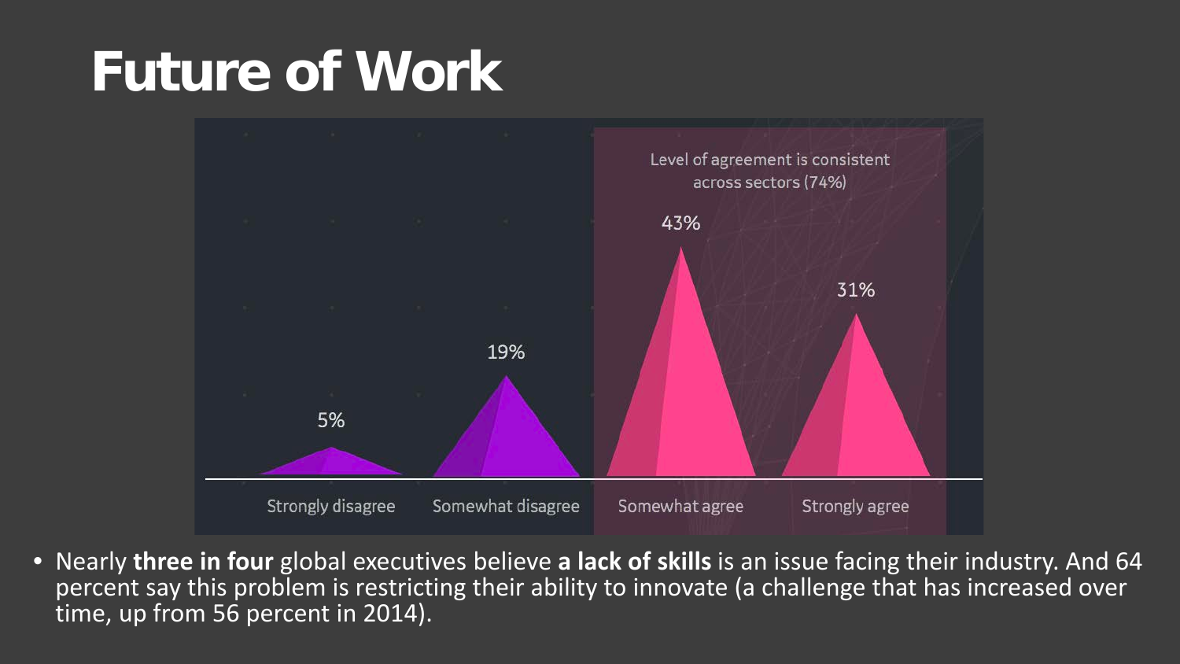# Future of Work

Level of agreement is consistent across sectors (74%)

| Strongly disagree | Somewhat disagree | Somewhat agree | Strongly agree |
|---|---|---|---|
| 5% | 19% | 43% | 31% |

- Nearly **three in four** global executives believe **a lack of skills** is an issue facing their industry. And 64 percent say this problem is restricting their ability to innovate (a challenge that has increased over time, up from 56 percent in 2014).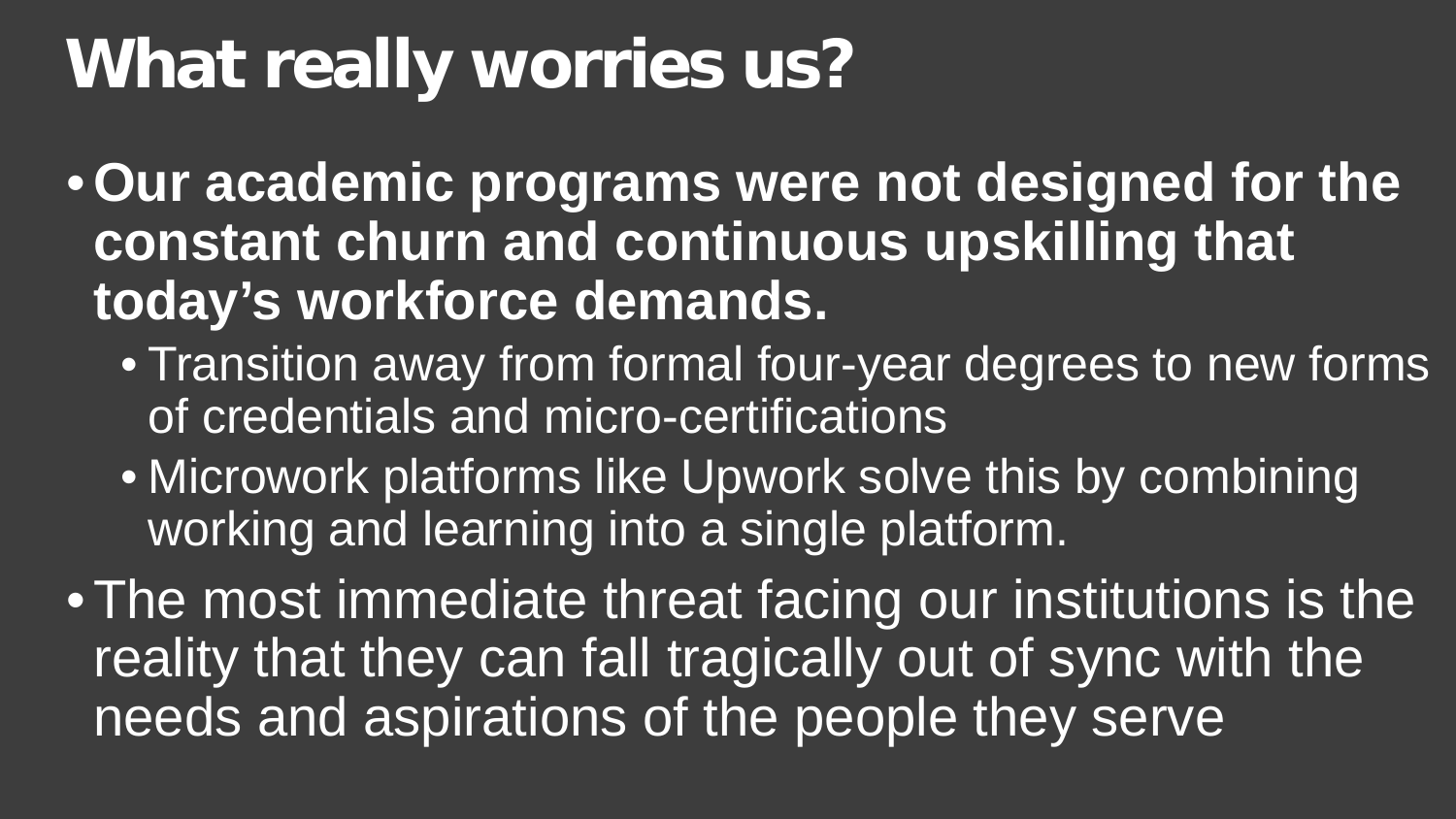# What really worries us?

- **Our academic programs were not designed for the constant churn and continuous upskilling that today's workforce demands.**
  - Transition away from formal four-year degrees to new forms of credentials and micro-certifications
  - Microwork platforms like Upwork solve this by combining working and learning into a single platform.
- The most immediate threat facing our institutions is the reality that they can fall tragically out of sync with the needs and aspirations of the people they serve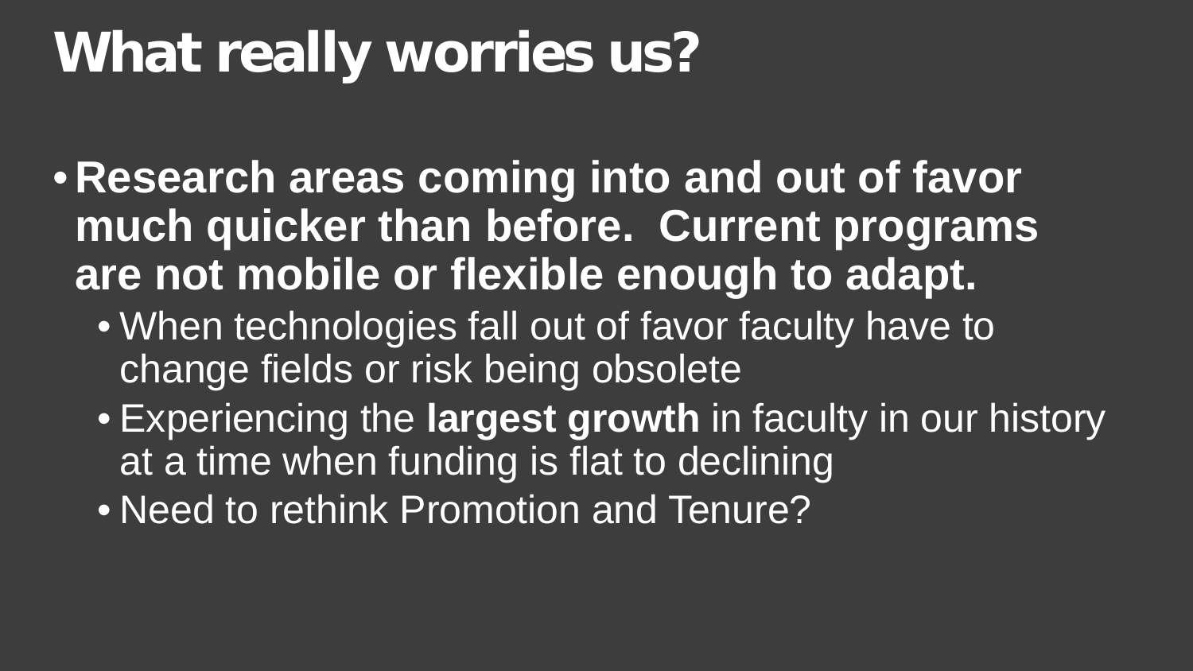# What really worries us?

- **Research areas coming into and out of favor much quicker than before. Current programs are not mobile or flexible enough to adapt.**
  - When technologies fall out of favor faculty have to change fields or risk being obsolete
  - Experiencing the **largest growth** in faculty in our history at a time when funding is flat to declining
  - Need to rethink Promotion and Tenure?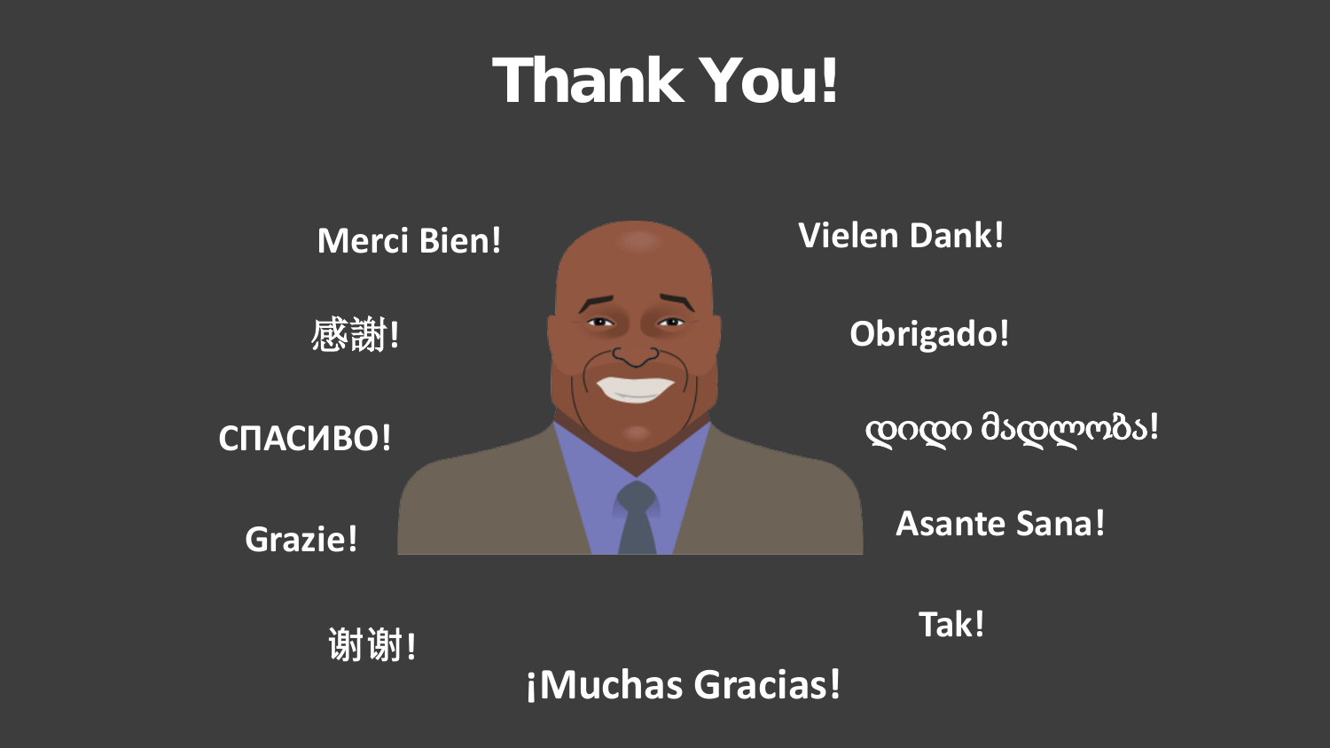# Thank You!

Merci Bien!

Vielen Dank!

感謝!

Obrigado!

СПАСИВО!

დიდი მადლობა!

Grazie!

Asante Sana!

谢谢!

Tak!

¡Muchas Gracias!